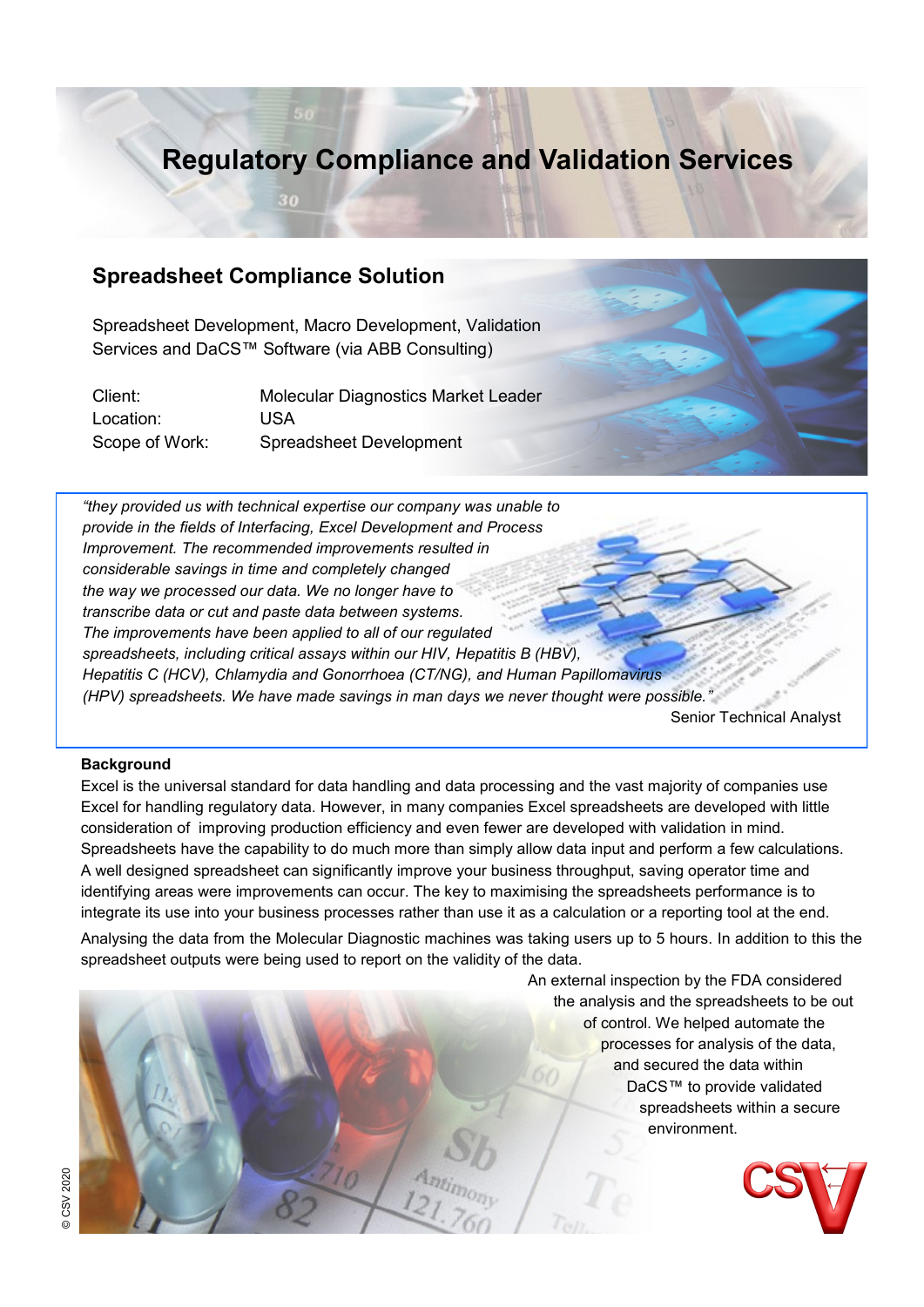# Regulatory Compliance and Validation Services

## Spreadsheet Compliance Solution

Spreadsheet Development, Macro Development, Validation Services and DaCS™ Software (via ABB Consulting)

| | |
|---|---|
| Client: | Molecular Diagnostics Market Leader |
| Location: | USA |
| Scope of Work: | Spreadsheet Development |

*"they provided us with technical expertise our company was unable to provide in the fields of Interfacing, Excel Development and Process Improvement. The recommended improvements resulted in considerable savings in time and completely changed the way we processed our data. We no longer have to transcribe data or cut and paste data between systems. The improvements have been applied to all of our regulated spreadsheets, including critical assays within our HIV, Hepatitis B (HBV), Hepatitis C (HCV), Chlamydia and Gonorrhoea (CT/NG), and Human Papillomavirus (HPV) spreadsheets. We have made savings in man days we never thought were possible."*

Senior Technical Analyst

**Background**

Excel is the universal standard for data handling and data processing and the vast majority of companies use Excel for handling regulatory data. However, in many companies Excel spreadsheets are developed with little consideration of improving production efficiency and even fewer are developed with validation in mind. Spreadsheets have the capability to do much more than simply allow data input and perform a few calculations. A well designed spreadsheet can significantly improve your business throughput, saving operator time and identifying areas were improvements can occur. The key to maximising the spreadsheets performance is to integrate its use into your business processes rather than use it as a calculation or a reporting tool at the end.

Analysing the data from the Molecular Diagnostic machines was taking users up to 5 hours. In addition to this the spreadsheet outputs were being used to report on the validity of the data.

An external inspection by the FDA considered the analysis and the spreadsheets to be out of control. We helped automate the processes for analysis of the data, and secured the data within DaCS™ to provide validated spreadsheets within a secure environment.

© CSV 2020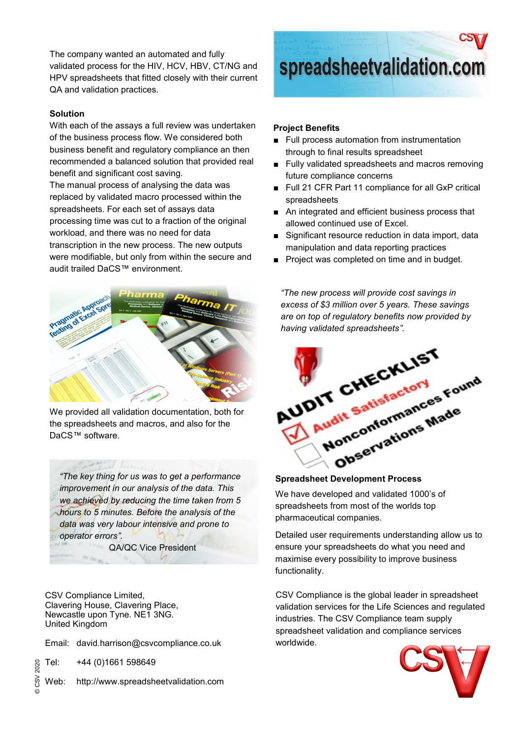The company wanted an automated and fully validated process for the HIV, HCV, HBV, CT/NG and HPV spreadsheets that fitted closely with their current QA and validation practices.

**Solution**

With each of the assays a full review was undertaken of the business process flow. We considered both business benefit and regulatory compliance an then recommended a balanced solution that provided real benefit and significant cost saving.

The manual process of analysing the data was replaced by validated macro processed within the spreadsheets. For each set of assays data processing time was cut to a fraction of the original workload, and there was no need for data transcription in the new process. The new outputs were modifiable, but only from within the secure and audit trailed DaCS™ environment.

We provided all validation documentation, both for the spreadsheets and macros, and also for the DaCS™ software.

*"The key thing for us was to get a performance improvement in our analysis of the data. This we achieved by reducing the time taken from 5 hours to 5 minutes. Before the analysis of the data was very labour intensive and prone to operator errors".*

QA/QC Vice President

**Project Benefits**

- Full process automation from instrumentation through to final results spreadsheet
- Fully validated spreadsheets and macros removing future compliance concerns
- Full 21 CFR Part 11 compliance for all GxP critical spreadsheets
- An integrated and efficient business process that allowed continued use of Excel.
- Significant resource reduction in data import, data manipulation and data reporting practices
- Project was completed on time and in budget.

*"The new process will provide cost savings in excess of $3 million over 5 years. These savings are on top of regulatory benefits now provided by having validated spreadsheets".*

**Spreadsheet Development Process**

We have developed and validated 1000's of spreadsheets from most of the worlds top pharmaceutical companies.

Detailed user requirements understanding allow us to ensure your spreadsheets do what you need and maximise every possibility to improve business functionality.

CSV Compliance is the global leader in spreadsheet validation services for the Life Sciences and regulated industries. The CSV Compliance team supply spreadsheet validation and compliance services worldwide.

CSV Compliance Limited,
Clavering House, Clavering Place,
Newcastle upon Tyne. NE1 3NG.
United Kingdom

Email: david.harrison@csvcompliance.co.uk

Tel: +44 (0)1661 598649

Web: http://www.spreadsheetvalidation.com

© CSV 2020